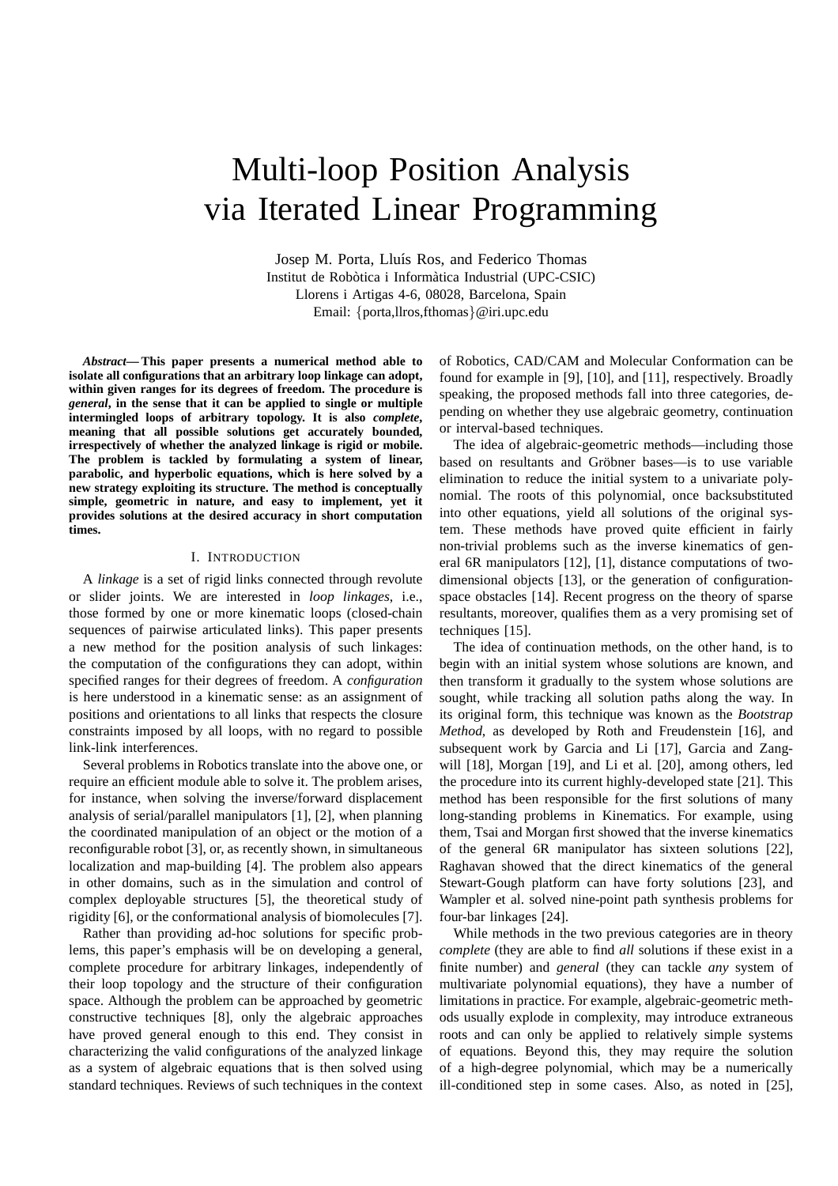# Multi-loop Position Analysis via Iterated Linear Programming

Josep M. Porta, Lluís Ros, and Federico Thomas
Institut de Robòtica i Informàtica Industrial (UPC-CSIC)
Llorens i Artigas 4-6, 08028, Barcelona, Spain
Email: {porta,llros,fthomas}@iri.upc.edu

***Abstract*— This paper presents a numerical method able to isolate all configurations that an arbitrary loop linkage can adopt, within given ranges for its degrees of freedom. The procedure is *general*, in the sense that it can be applied to single or multiple intermingled loops of arbitrary topology. It is also *complete*, meaning that all possible solutions get accurately bounded, irrespectively of whether the analyzed linkage is rigid or mobile. The problem is tackled by formulating a system of linear, parabolic, and hyperbolic equations, which is here solved by a new strategy exploiting its structure. The method is conceptually simple, geometric in nature, and easy to implement, yet it provides solutions at the desired accuracy in short computation times.**

## I. Introduction

A *linkage* is a set of rigid links connected through revolute or slider joints. We are interested in *loop linkages*, i.e., those formed by one or more kinematic loops (closed-chain sequences of pairwise articulated links). This paper presents a new method for the position analysis of such linkages: the computation of the configurations they can adopt, within specified ranges for their degrees of freedom. A *configuration* is here understood in a kinematic sense: as an assignment of positions and orientations to all links that respects the closure constraints imposed by all loops, with no regard to possible link-link interferences.

Several problems in Robotics translate into the above one, or require an efficient module able to solve it. The problem arises, for instance, when solving the inverse/forward displacement analysis of serial/parallel manipulators [1], [2], when planning the coordinated manipulation of an object or the motion of a reconfigurable robot [3], or, as recently shown, in simultaneous localization and map-building [4]. The problem also appears in other domains, such as in the simulation and control of complex deployable structures [5], the theoretical study of rigidity [6], or the conformational analysis of biomolecules [7].

Rather than providing ad-hoc solutions for specific problems, this paper's emphasis will be on developing a general, complete procedure for arbitrary linkages, independently of their loop topology and the structure of their configuration space. Although the problem can be approached by geometric constructive techniques [8], only the algebraic approaches have proved general enough to this end. They consist in characterizing the valid configurations of the analyzed linkage as a system of algebraic equations that is then solved using standard techniques. Reviews of such techniques in the context of Robotics, CAD/CAM and Molecular Conformation can be found for example in [9], [10], and [11], respectively. Broadly speaking, the proposed methods fall into three categories, depending on whether they use algebraic geometry, continuation or interval-based techniques.

The idea of algebraic-geometric methods—including those based on resultants and Gröbner bases—is to use variable elimination to reduce the initial system to a univariate polynomial. The roots of this polynomial, once backsubstituted into other equations, yield all solutions of the original system. These methods have proved quite efficient in fairly non-trivial problems such as the inverse kinematics of general 6R manipulators [12], [1], distance computations of two-dimensional objects [13], or the generation of configuration-space obstacles [14]. Recent progress on the theory of sparse resultants, moreover, qualifies them as a very promising set of techniques [15].

The idea of continuation methods, on the other hand, is to begin with an initial system whose solutions are known, and then transform it gradually to the system whose solutions are sought, while tracking all solution paths along the way. In its original form, this technique was known as the *Bootstrap Method*, as developed by Roth and Freudenstein [16], and subsequent work by Garcia and Li [17], Garcia and Zangwill [18], Morgan [19], and Li et al. [20], among others, led the procedure into its current highly-developed state [21]. This method has been responsible for the first solutions of many long-standing problems in Kinematics. For example, using them, Tsai and Morgan first showed that the inverse kinematics of the general 6R manipulator has sixteen solutions [22], Raghavan showed that the direct kinematics of the general Stewart-Gough platform can have forty solutions [23], and Wampler et al. solved nine-point path synthesis problems for four-bar linkages [24].

While methods in the two previous categories are in theory *complete* (they are able to find *all* solutions if these exist in a finite number) and *general* (they can tackle *any* system of multivariate polynomial equations), they have a number of limitations in practice. For example, algebraic-geometric methods usually explode in complexity, may introduce extraneous roots and can only be applied to relatively simple systems of equations. Beyond this, they may require the solution of a high-degree polynomial, which may be a numerically ill-conditioned step in some cases. Also, as noted in [25],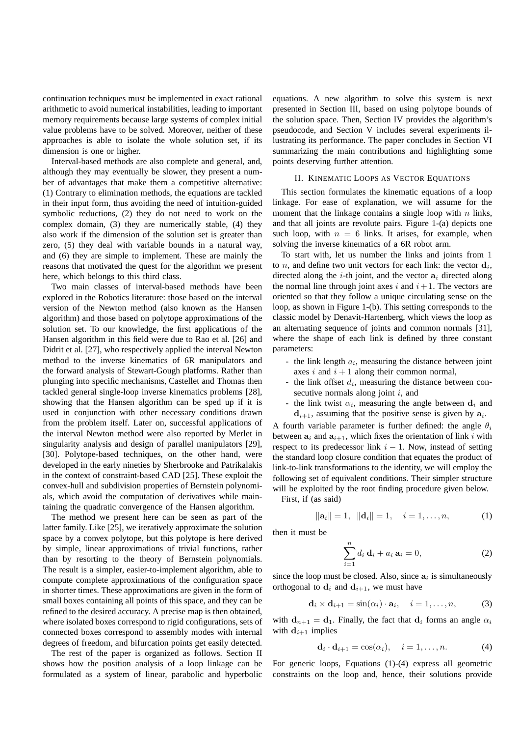continuation techniques must be implemented in exact rational arithmetic to avoid numerical instabilities, leading to important memory requirements because large systems of complex initial value problems have to be solved. Moreover, neither of these approaches is able to isolate the whole solution set, if its dimension is one or higher.

Interval-based methods are also complete and general, and, although they may eventually be slower, they present a number of advantages that make them a competitive alternative: (1) Contrary to elimination methods, the equations are tackled in their input form, thus avoiding the need of intuition-guided symbolic reductions, (2) they do not need to work on the complex domain, (3) they are numerically stable, (4) they also work if the dimension of the solution set is greater than zero, (5) they deal with variable bounds in a natural way, and (6) they are simple to implement. These are mainly the reasons that motivated the quest for the algorithm we present here, which belongs to this third class.

Two main classes of interval-based methods have been explored in the Robotics literature: those based on the interval version of the Newton method (also known as the Hansen algorithm) and those based on polytope approximations of the solution set. To our knowledge, the first applications of the Hansen algorithm in this field were due to Rao et al. [26] and Didrit et al. [27], who respectively applied the interval Newton method to the inverse kinematics of 6R manipulators and the forward analysis of Stewart-Gough platforms. Rather than plunging into specific mechanisms, Castellet and Thomas then tackled general single-loop inverse kinematics problems [28], showing that the Hansen algorithm can be sped up if it is used in conjunction with other necessary conditions drawn from the problem itself. Later on, successful applications of the interval Newton method were also reported by Merlet in singularity analysis and design of parallel manipulators [29], [30]. Polytope-based techniques, on the other hand, were developed in the early nineties by Sherbrooke and Patrikalakis in the context of constraint-based CAD [25]. These exploit the convex-hull and subdivision properties of Bernstein polynomials, which avoid the computation of derivatives while maintaining the quadratic convergence of the Hansen algorithm.

The method we present here can be seen as part of the latter family. Like [25], we iteratively approximate the solution space by a convex polytope, but this polytope is here derived by simple, linear approximations of trivial functions, rather than by resorting to the theory of Bernstein polynomials. The result is a simpler, easier-to-implement algorithm, able to compute complete approximations of the configuration space in shorter times. These approximations are given in the form of small boxes containing all points of this space, and they can be refined to the desired accuracy. A precise map is then obtained, where isolated boxes correspond to rigid configurations, sets of connected boxes correspond to assembly modes with internal degrees of freedom, and bifurcation points get easily detected.

The rest of the paper is organized as follows. Section II shows how the position analysis of a loop linkage can be formulated as a system of linear, parabolic and hyperbolic equations. A new algorithm to solve this system is next presented in Section III, based on using polytope bounds of the solution space. Then, Section IV provides the algorithm's pseudocode, and Section V includes several experiments illustrating its performance. The paper concludes in Section VI summarizing the main contributions and highlighting some points deserving further attention.

## II. Kinematic Loops as Vector Equations

This section formulates the kinematic equations of a loop linkage. For ease of explanation, we will assume for the moment that the linkage contains a single loop with $n$ links, and that all joints are revolute pairs. Figure 1-(a) depicts one such loop, with $n = 6$ links. It arises, for example, when solving the inverse kinematics of a 6R robot arm.

To start with, let us number the links and joints from 1 to $n$, and define two unit vectors for each link: the vector $\mathbf{d}_i$, directed along the $i$-th joint, and the vector $\mathbf{a}_i$ directed along the normal line through joint axes $i$ and $i+1$. The vectors are oriented so that they follow a unique circulating sense on the loop, as shown in Figure 1-(b). This setting corresponds to the classic model by Denavit-Hartenberg, which views the loop as an alternating sequence of joints and common normals [31], where the shape of each link is defined by three constant parameters:

- the link length $a_i$, measuring the distance between joint axes $i$ and $i+1$ along their common normal,
- the link offset $d_i$, measuring the distance between consecutive normals along joint $i$, and
- the link twist $\alpha_i$, measuring the angle between $\mathbf{d}_i$ and $\mathbf{d}_{i+1}$, assuming that the positive sense is given by $\mathbf{a}_i$.

A fourth variable parameter is further defined: the angle $\theta_i$ between $\mathbf{a}_i$ and $\mathbf{a}_{i+1}$, which fixes the orientation of link $i$ with respect to its predecessor link $i-1$. Now, instead of setting the standard loop closure condition that equates the product of link-to-link transformations to the identity, we will employ the following set of equivalent conditions. Their simpler structure will be exploited by the root finding procedure given below.

First, if (as said)

$$\|\mathbf{a}_i\| = 1, \quad \|\mathbf{d}_i\| = 1, \quad i = 1, \ldots, n, \tag{1}$$

then it must be

$$\sum_{i=1}^{n} d_i\, \mathbf{d}_i + a_i\, \mathbf{a}_i = 0, \tag{2}$$

since the loop must be closed. Also, since $\mathbf{a}_i$ is simultaneously orthogonal to $\mathbf{d}_i$ and $\mathbf{d}_{i+1}$, we must have

$$\mathbf{d}_i \times \mathbf{d}_{i+1} = \sin(\alpha_i) \cdot \mathbf{a}_i, \quad i = 1, \ldots, n, \tag{3}$$

with $\mathbf{d}_{n+1} = \mathbf{d}_1$. Finally, the fact that $\mathbf{d}_i$ forms an angle $\alpha_i$ with $\mathbf{d}_{i+1}$ implies

$$\mathbf{d}_i \cdot \mathbf{d}_{i+1} = \cos(\alpha_i), \quad i = 1, \ldots, n. \tag{4}$$

For generic loops, Equations (1)-(4) express all geometric constraints on the loop and, hence, their solutions provide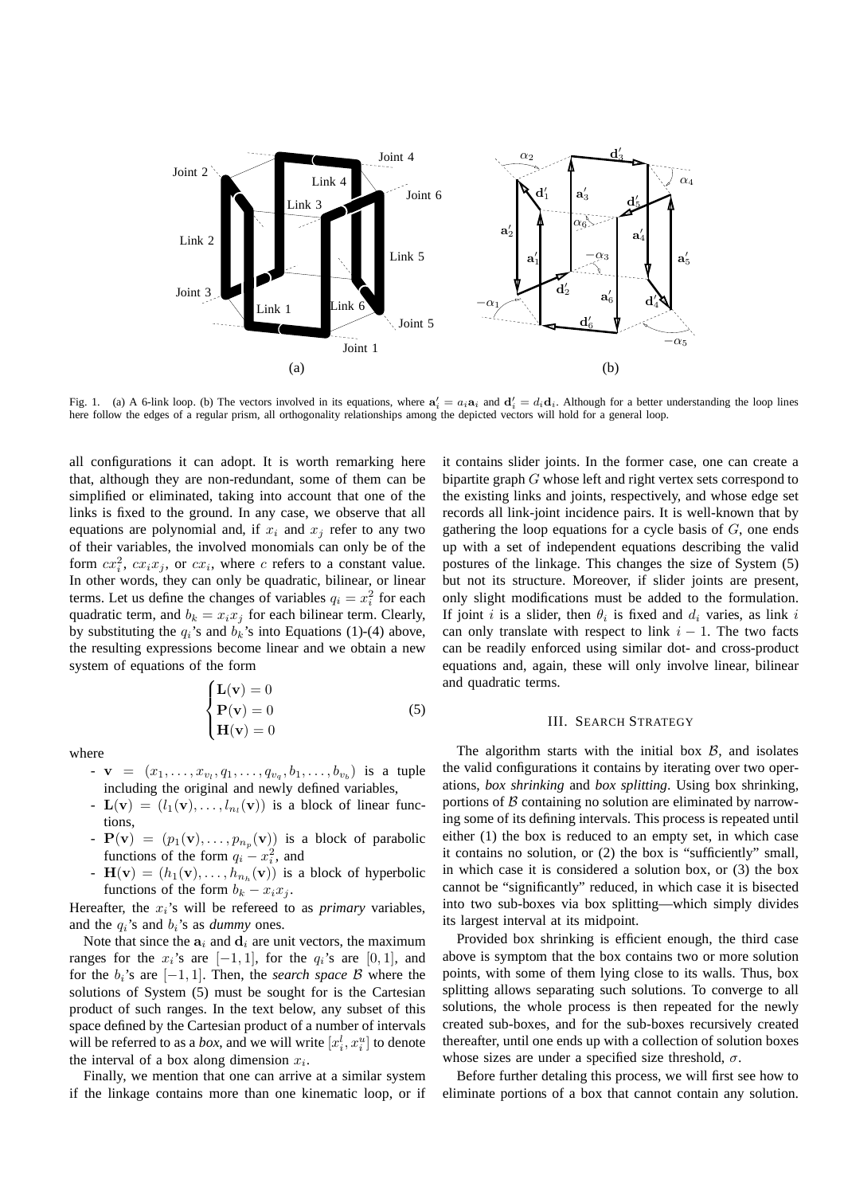Fig. 1. (a) A 6-link loop. (b) The vectors involved in its equations, where $\mathbf{a}'_i = a_i\mathbf{a}_i$ and $\mathbf{d}'_i = d_i\mathbf{d}_i$. Although for a better understanding the loop lines here follow the edges of a regular prism, all orthogonality relationships among the depicted vectors will hold for a general loop.

all configurations it can adopt. It is worth remarking here that, although they are non-redundant, some of them can be simplified or eliminated, taking into account that one of the links is fixed to the ground. In any case, we observe that all equations are polynomial and, if $x_i$ and $x_j$ refer to any two of their variables, the involved monomials can only be of the form $cx_i^2$, $cx_ix_j$, or $cx_i$, where $c$ refers to a constant value. In other words, they can only be quadratic, bilinear, or linear terms. Let us define the changes of variables $q_i = x_i^2$ for each quadratic term, and $b_k = x_ix_j$ for each bilinear term. Clearly, by substituting the $q_i$'s and $b_k$'s into Equations (1)-(4) above, the resulting expressions become linear and we obtain a new system of equations of the form

$$\begin{cases} \mathbf{L}(\mathbf{v}) = 0 \\ \mathbf{P}(\mathbf{v}) = 0 \\ \mathbf{H}(\mathbf{v}) = 0 \end{cases} \tag{5}$$

where

- $\mathbf{v} = (x_1, \ldots, x_{v_l}, q_1, \ldots, q_{v_q}, b_1, \ldots, b_{v_b})$ is a tuple including the original and newly defined variables,
- $\mathbf{L}(\mathbf{v}) = (l_1(\mathbf{v}), \ldots, l_{n_l}(\mathbf{v}))$ is a block of linear functions,
- $\mathbf{P}(\mathbf{v}) = (p_1(\mathbf{v}), \ldots, p_{n_p}(\mathbf{v}))$ is a block of parabolic functions of the form $q_i - x_i^2$, and
- $\mathbf{H}(\mathbf{v}) = (h_1(\mathbf{v}), \ldots, h_{n_h}(\mathbf{v}))$ is a block of hyperbolic functions of the form $b_k - x_ix_j$.

Hereafter, the $x_i$'s will be refereed to as *primary* variables, and the $q_i$'s and $b_i$'s as *dummy* ones.

Note that since the $\mathbf{a}_i$ and $\mathbf{d}_i$ are unit vectors, the maximum ranges for the $x_i$'s are $[-1, 1]$, for the $q_i$'s are $[0, 1]$, and for the $b_i$'s are $[-1, 1]$. Then, the *search space* $\mathcal{B}$ where the solutions of System (5) must be sought for is the Cartesian product of such ranges. In the text below, any subset of this space defined by the Cartesian product of a number of intervals will be referred to as a *box*, and we will write $[x_i^l, x_i^u]$ to denote the interval of a box along dimension $x_i$.

Finally, we mention that one can arrive at a similar system if the linkage contains more than one kinematic loop, or if it contains slider joints. In the former case, one can create a bipartite graph $G$ whose left and right vertex sets correspond to the existing links and joints, respectively, and whose edge set records all link-joint incidence pairs. It is well-known that by gathering the loop equations for a cycle basis of $G$, one ends up with a set of independent equations describing the valid postures of the linkage. This changes the size of System (5) but not its structure. Moreover, if slider joints are present, only slight modifications must be added to the formulation. If joint $i$ is a slider, then $\theta_i$ is fixed and $d_i$ varies, as link $i$ can only translate with respect to link $i-1$. The two facts can be readily enforced using similar dot- and cross-product equations and, again, these will only involve linear, bilinear and quadratic terms.

## III. Search Strategy

The algorithm starts with the initial box $\mathcal{B}$, and isolates the valid configurations it contains by iterating over two operations, *box shrinking* and *box splitting*. Using box shrinking, portions of $\mathcal{B}$ containing no solution are eliminated by narrowing some of its defining intervals. This process is repeated until either (1) the box is reduced to an empty set, in which case it contains no solution, or (2) the box is "sufficiently" small, in which case it is considered a solution box, or (3) the box cannot be "significantly" reduced, in which case it is bisected into two sub-boxes via box splitting—which simply divides its largest interval at its midpoint.

Provided box shrinking is efficient enough, the third case above is symptom that the box contains two or more solution points, with some of them lying close to its walls. Thus, box splitting allows separating such solutions. To converge to all solutions, the whole process is then repeated for the newly created sub-boxes, and for the sub-boxes recursively created thereafter, until one ends up with a collection of solution boxes whose sizes are under a specified size threshold, $\sigma$.

Before further detaling this process, we will first see how to eliminate portions of a box that cannot contain any solution.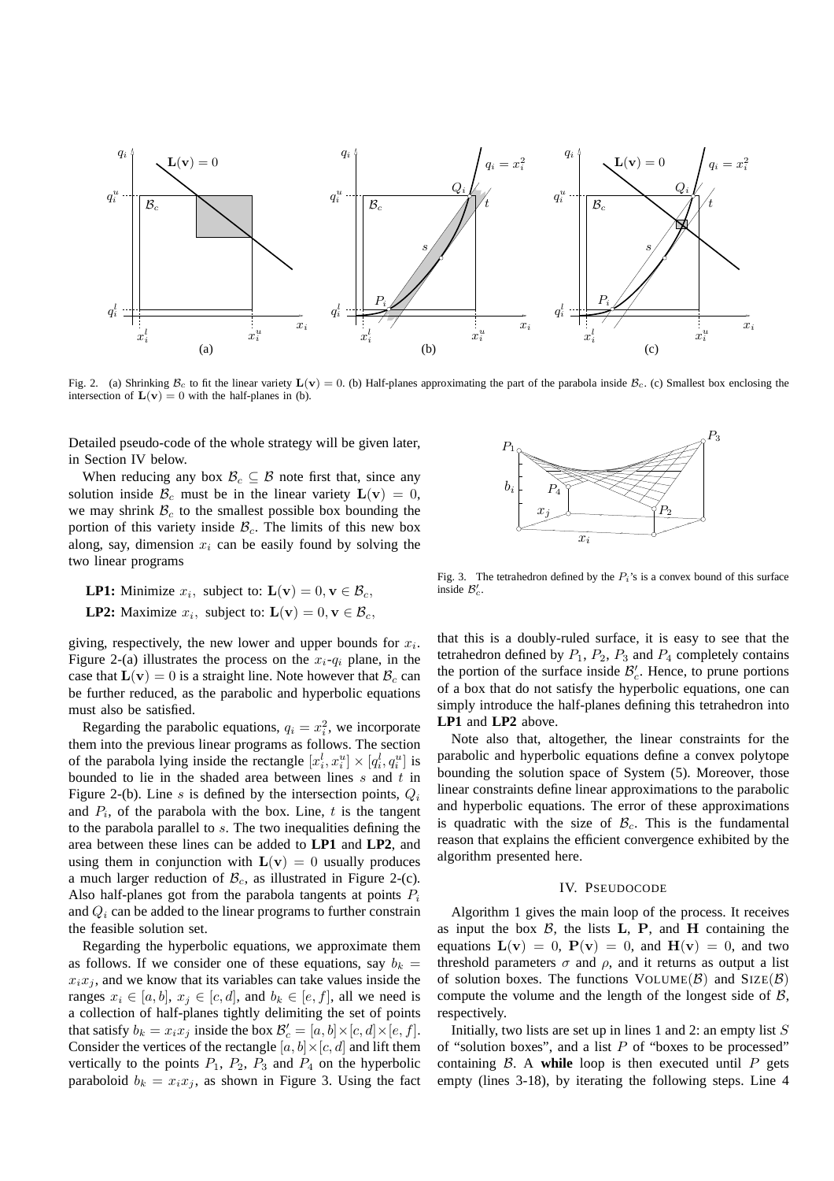Fig. 2. (a) Shrinking $\mathcal{B}_c$ to fit the linear variety $\mathbf{L}(\mathbf{v}) = 0$. (b) Half-planes approximating the part of the parabola inside $\mathcal{B}_c$. (c) Smallest box enclosing the intersection of $\mathbf{L}(\mathbf{v}) = 0$ with the half-planes in (b).

Detailed pseudo-code of the whole strategy will be given later, in Section IV below.

When reducing any box $\mathcal{B}_c \subseteq \mathcal{B}$ note first that, since any solution inside $\mathcal{B}_c$ must be in the linear variety $\mathbf{L}(\mathbf{v}) = 0$, we may shrink $\mathcal{B}_c$ to the smallest possible box bounding the portion of this variety inside $\mathcal{B}_c$. The limits of this new box along, say, dimension $x_i$ can be easily found by solving the two linear programs

**LP1:** Minimize $x_i$, subject to: $\mathbf{L}(\mathbf{v}) = 0, \mathbf{v} \in \mathcal{B}_c$,

**LP2:** Maximize $x_i$, subject to: $\mathbf{L}(\mathbf{v}) = 0, \mathbf{v} \in \mathcal{B}_c$,

giving, respectively, the new lower and upper bounds for $x_i$. Figure 2-(a) illustrates the process on the $x_i$-$q_i$ plane, in the case that $\mathbf{L}(\mathbf{v}) = 0$ is a straight line. Note however that $\mathcal{B}_c$ can be further reduced, as the parabolic and hyperbolic equations must also be satisfied.

Regarding the parabolic equations, $q_i = x_i^2$, we incorporate them into the previous linear programs as follows. The section of the parabola lying inside the rectangle $[x_i^l, x_i^u] \times [q_i^l, q_i^u]$ is bounded to lie in the shaded area between lines $s$ and $t$ in Figure 2-(b). Line $s$ is defined by the intersection points, $Q_i$ and $P_i$, of the parabola with the box. Line, $t$ is the tangent to the parabola parallel to $s$. The two inequalities defining the area between these lines can be added to **LP1** and **LP2**, and using them in conjunction with $\mathbf{L}(\mathbf{v}) = 0$ usually produces a much larger reduction of $\mathcal{B}_c$, as illustrated in Figure 2-(c). Also half-planes got from the parabola tangents at points $P_i$ and $Q_i$ can be added to the linear programs to further constrain the feasible solution set.

Regarding the hyperbolic equations, we approximate them as follows. If we consider one of these equations, say $b_k = x_i x_j$, and we know that its variables can take values inside the ranges $x_i \in [a, b]$, $x_j \in [c, d]$, and $b_k \in [e, f]$, all we need is a collection of half-planes tightly delimiting the set of points that satisfy $b_k = x_i x_j$ inside the box $\mathcal{B}'_c = [a, b] \times [c, d] \times [e, f]$. Consider the vertices of the rectangle $[a, b] \times [c, d]$ and lift them vertically to the points $P_1$, $P_2$, $P_3$ and $P_4$ on the hyperbolic paraboloid $b_k = x_i x_j$, as shown in Figure 3. Using the fact that this is a doubly-ruled surface, it is easy to see that the tetrahedron defined by $P_1$, $P_2$, $P_3$ and $P_4$ completely contains the portion of the surface inside $\mathcal{B}'_c$. Hence, to prune portions of a box that do not satisfy the hyperbolic equations, one can simply introduce the half-planes defining this tetrahedron into **LP1** and **LP2** above.

Fig. 3. The tetrahedron defined by the $P_i$'s is a convex bound of this surface inside $\mathcal{B}'_c$.

Note also that, altogether, the linear constraints for the parabolic and hyperbolic equations define a convex polytope bounding the solution space of System (5). Moreover, those linear constraints define linear approximations to the parabolic and hyperbolic equations. The error of these approximations is quadratic with the size of $\mathcal{B}_c$. This is the fundamental reason that explains the efficient convergence exhibited by the algorithm presented here.

## IV. Pseudocode

Algorithm 1 gives the main loop of the process. It receives as input the box $\mathcal{B}$, the lists $\mathbf{L}$, $\mathbf{P}$, and $\mathbf{H}$ containing the equations $\mathbf{L}(\mathbf{v}) = 0$, $\mathbf{P}(\mathbf{v}) = 0$, and $\mathbf{H}(\mathbf{v}) = 0$, and two threshold parameters $\sigma$ and $\rho$, and it returns as output a list of solution boxes. The functions VOLUME($\mathcal{B}$) and SIZE($\mathcal{B}$) compute the volume and the length of the longest side of $\mathcal{B}$, respectively.

Initially, two lists are set up in lines 1 and 2: an empty list $S$ of "solution boxes", and a list $P$ of "boxes to be processed" containing $\mathcal{B}$. A **while** loop is then executed until $P$ gets empty (lines 3-18), by iterating the following steps. Line 4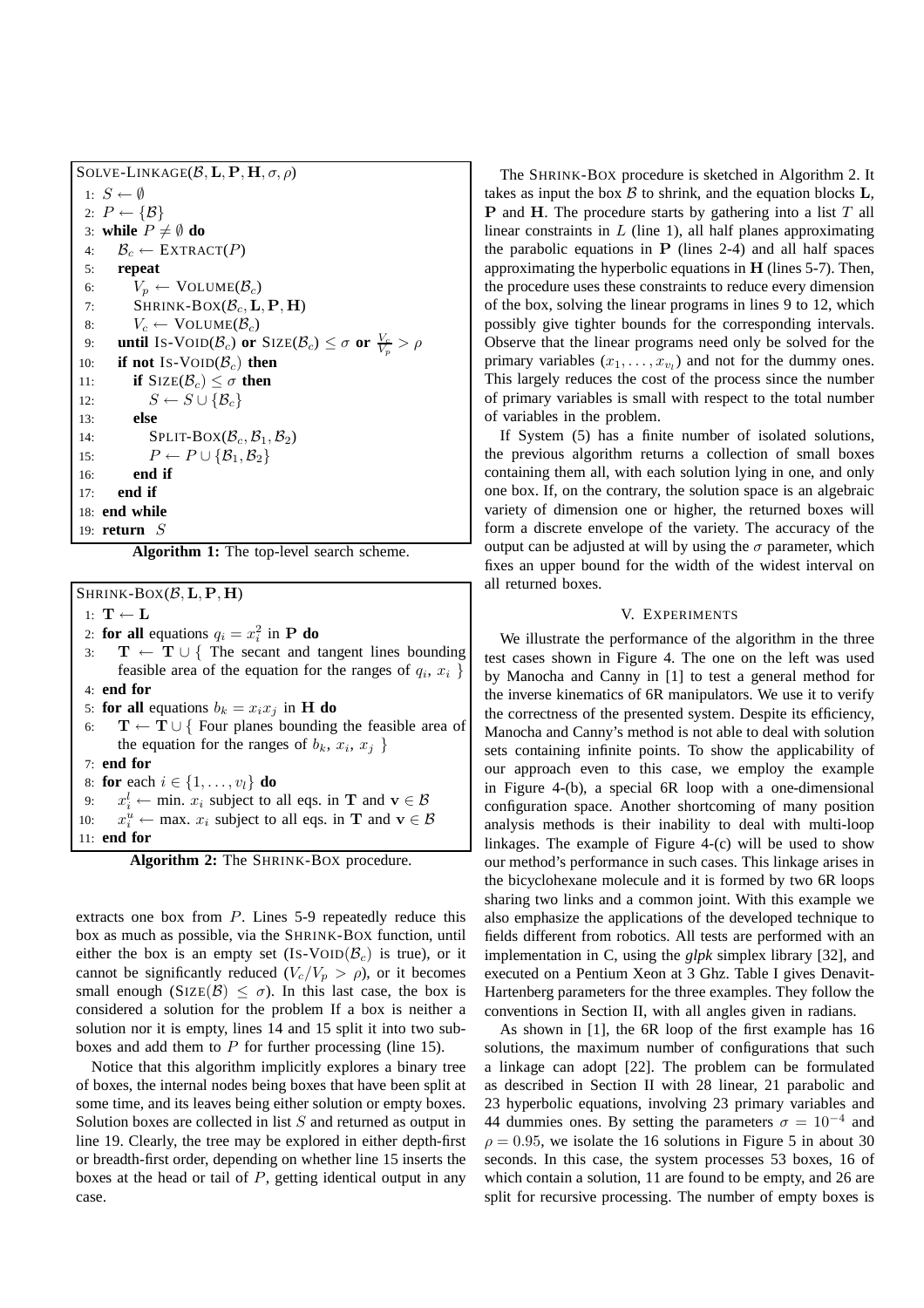```
SOLVE-LINKAGE(B, L, P, H, σ, ρ)
 1: S ← ∅
 2: P ← {B}
 3: while P ≠ ∅ do
 4:    B_c ← EXTRACT(P)
 5:    repeat
 6:       V_p ← VOLUME(B_c)
 7:       SHRINK-BOX(B_c, L, P, H)
 8:       V_c ← VOLUME(B_c)
 9:    until IS-VOID(B_c) or SIZE(B_c) ≤ σ or V_c/V_p > ρ
10:    if not IS-VOID(B_c) then
11:       if SIZE(B_c) ≤ σ then
12:          S ← S ∪ {B_c}
13:       else
14:          SPLIT-BOX(B_c, B_1, B_2)
15:          P ← P ∪ {B_1, B_2}
16:       end if
17:    end if
18: end while
19: return S
```

**Algorithm 1:** The top-level search scheme.

```
SHRINK-BOX(B, L, P, H)
 1: T ← L
 2: for all equations q_i = x_i^2 in P do
 3:    T ← T ∪ { The secant and tangent lines bounding
          feasible area of the equation for the ranges of q_i, x_i }
 4: end for
 5: for all equations b_k = x_i x_j in H do
 6:    T ← T ∪ { Four planes bounding the feasible area of
          the equation for the ranges of b_k, x_i, x_j }
 7: end for
 8: for each i ∈ {1, ..., v_l} do
 9:    x_i^l ← min. x_i subject to all eqs. in T and v ∈ B
10:    x_i^u ← max. x_i subject to all eqs. in T and v ∈ B
11: end for
```

**Algorithm 2:** The SHRINK-BOX procedure.

extracts one box from $P$. Lines 5-9 repeatedly reduce this box as much as possible, via the SHRINK-BOX function, until either the box is an empty set (IS-VOID($\mathcal{B}_c$) is true), or it cannot be significantly reduced ($V_c/V_p > \rho$), or it becomes small enough (SIZE($\mathcal{B}$) $\leq \sigma$). In this last case, the box is considered a solution for the problem If a box is neither a solution nor it is empty, lines 14 and 15 split it into two sub-boxes and add them to $P$ for further processing (line 15).

Notice that this algorithm implicitly explores a binary tree of boxes, the internal nodes being boxes that have been split at some time, and its leaves being either solution or empty boxes. Solution boxes are collected in list $S$ and returned as output in line 19. Clearly, the tree may be explored in either depth-first or breadth-first order, depending on whether line 15 inserts the boxes at the head or tail of $P$, getting identical output in any case.

The SHRINK-BOX procedure is sketched in Algorithm 2. It takes as input the box $\mathcal{B}$ to shrink, and the equation blocks $\mathbf{L}$, $\mathbf{P}$ and $\mathbf{H}$. The procedure starts by gathering into a list $T$ all linear constraints in $L$ (line 1), all half planes approximating the parabolic equations in $\mathbf{P}$ (lines 2-4) and all half spaces approximating the hyperbolic equations in $\mathbf{H}$ (lines 5-7). Then, the procedure uses these constraints to reduce every dimension of the box, solving the linear programs in lines 9 to 12, which possibly give tighter bounds for the corresponding intervals. Observe that the linear programs need only be solved for the primary variables $(x_1, \ldots, x_{v_l})$ and not for the dummy ones. This largely reduces the cost of the process since the number of primary variables is small with respect to the total number of variables in the problem.

If System (5) has a finite number of isolated solutions, the previous algorithm returns a collection of small boxes containing them all, with each solution lying in one, and only one box. If, on the contrary, the solution space is an algebraic variety of dimension one or higher, the returned boxes will form a discrete envelope of the variety. The accuracy of the output can be adjusted at will by using the $\sigma$ parameter, which fixes an upper bound for the width of the widest interval on all returned boxes.

## V. Experiments

We illustrate the performance of the algorithm in the three test cases shown in Figure 4. The one on the left was used by Manocha and Canny in [1] to test a general method for the inverse kinematics of 6R manipulators. We use it to verify the correctness of the presented system. Despite its efficiency, Manocha and Canny's method is not able to deal with solution sets containing infinite points. To show the applicability of our approach even to this case, we employ the example in Figure 4-(b), a special 6R loop with a one-dimensional configuration space. Another shortcoming of many position analysis methods is their inability to deal with multi-loop linkages. The example of Figure 4-(c) will be used to show our method's performance in such cases. This linkage arises in the bicyclohexane molecule and it is formed by two 6R loops sharing two links and a common joint. With this example we also emphasize the applications of the developed technique to fields different from robotics. All tests are performed with an implementation in C, using the *glpk* simplex library [32], and executed on a Pentium Xeon at 3 Ghz. Table I gives Denavit-Hartenberg parameters for the three examples. They follow the conventions in Section II, with all angles given in radians.

As shown in [1], the 6R loop of the first example has 16 solutions, the maximum number of configurations that such a linkage can adopt [22]. The problem can be formulated as described in Section II with 28 linear, 21 parabolic and 23 hyperbolic equations, involving 23 primary variables and 44 dummies ones. By setting the parameters $\sigma = 10^{-4}$ and $\rho = 0.95$, we isolate the 16 solutions in Figure 5 in about 30 seconds. In this case, the system processes 53 boxes, 16 of which contain a solution, 11 are found to be empty, and 26 are split for recursive processing. The number of empty boxes is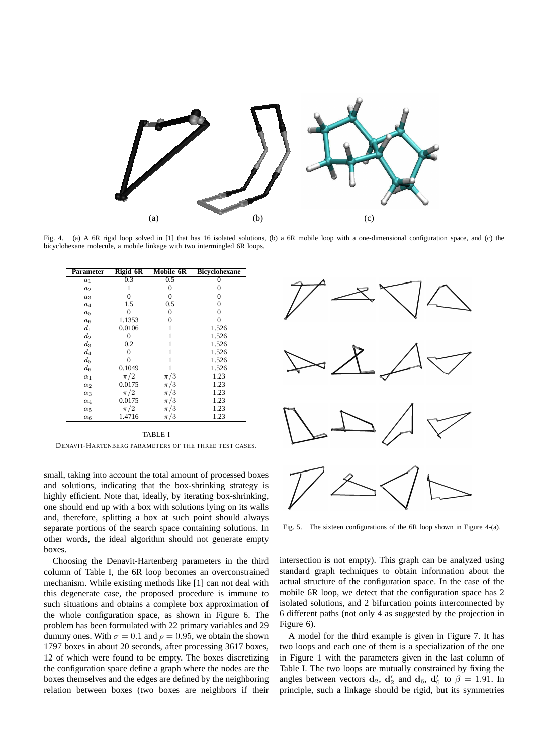Fig. 4. (a) A 6R rigid loop solved in [1] that has 16 isolated solutions, (b) a 6R mobile loop with a one-dimensional configuration space, and (c) the bicyclohexane molecule, a mobile linkage with two intermingled 6R loops.

| Parameter | Rigid 6R | Mobile 6R | Bicyclohexane |
|---|---|---|---|
| $a_1$ | 0.3 | 0.5 | 0 |
| $a_2$ | 1 | 0 | 0 |
| $a_3$ | 0 | 0 | 0 |
| $a_4$ | 1.5 | 0.5 | 0 |
| $a_5$ | 0 | 0 | 0 |
| $a_6$ | 1.1353 | 0 | 0 |
| $d_1$ | 0.0106 | 1 | 1.526 |
| $d_2$ | 0 | 1 | 1.526 |
| $d_3$ | 0.2 | 1 | 1.526 |
| $d_4$ | 0 | 1 | 1.526 |
| $d_5$ | 0 | 1 | 1.526 |
| $d_6$ | 0.1049 | 1 | 1.526 |
| $\alpha_1$ | $\pi/2$ | $\pi/3$ | 1.23 |
| $\alpha_2$ | 0.0175 | $\pi/3$ | 1.23 |
| $\alpha_3$ | $\pi/2$ | $\pi/3$ | 1.23 |
| $\alpha_4$ | 0.0175 | $\pi/3$ | 1.23 |
| $\alpha_5$ | $\pi/2$ | $\pi/3$ | 1.23 |
| $\alpha_6$ | 1.4716 | $\pi/3$ | 1.23 |

TABLE I

DENAVIT-HARTENBERG PARAMETERS OF THE THREE TEST CASES.

small, taking into account the total amount of processed boxes and solutions, indicating that the box-shrinking strategy is highly efficient. Note that, ideally, by iterating box-shrinking, one should end up with a box with solutions lying on its walls and, therefore, splitting a box at such point should always separate portions of the search space containing solutions. In other words, the ideal algorithm should not generate empty boxes.

Choosing the Denavit-Hartenberg parameters in the third column of Table I, the 6R loop becomes an overconstrained mechanism. While existing methods like [1] can not deal with this degenerate case, the proposed procedure is immune to such situations and obtains a complete box approximation of the whole configuration space, as shown in Figure 6. The problem has been formulated with 22 primary variables and 29 dummy ones. With $\sigma = 0.1$ and $\rho = 0.95$, we obtain the shown 1797 boxes in about 20 seconds, after processing 3617 boxes, 12 of which were found to be empty. The boxes discretizing the configuration space define a graph where the nodes are the boxes themselves and the edges are defined by the neighboring relation between boxes (two boxes are neighbors if their intersection is not empty). This graph can be analyzed using standard graph techniques to obtain information about the actual structure of the configuration space. In the case of the mobile 6R loop, we detect that the configuration space has 2 isolated solutions, and 2 bifurcation points interconnected by 6 different paths (not only 4 as suggested by the projection in Figure 6).

Fig. 5. The sixteen configurations of the 6R loop shown in Figure 4-(a).

A model for the third example is given in Figure 7. It has two loops and each one of them is a specialization of the one in Figure 1 with the parameters given in the last column of Table I. The two loops are mutually constrained by fixing the angles between vectors $\mathbf{d}_2$, $\mathbf{d}_2'$ and $\mathbf{d}_6$, $\mathbf{d}_6'$ to $\beta = 1.91$. In principle, such a linkage should be rigid, but its symmetries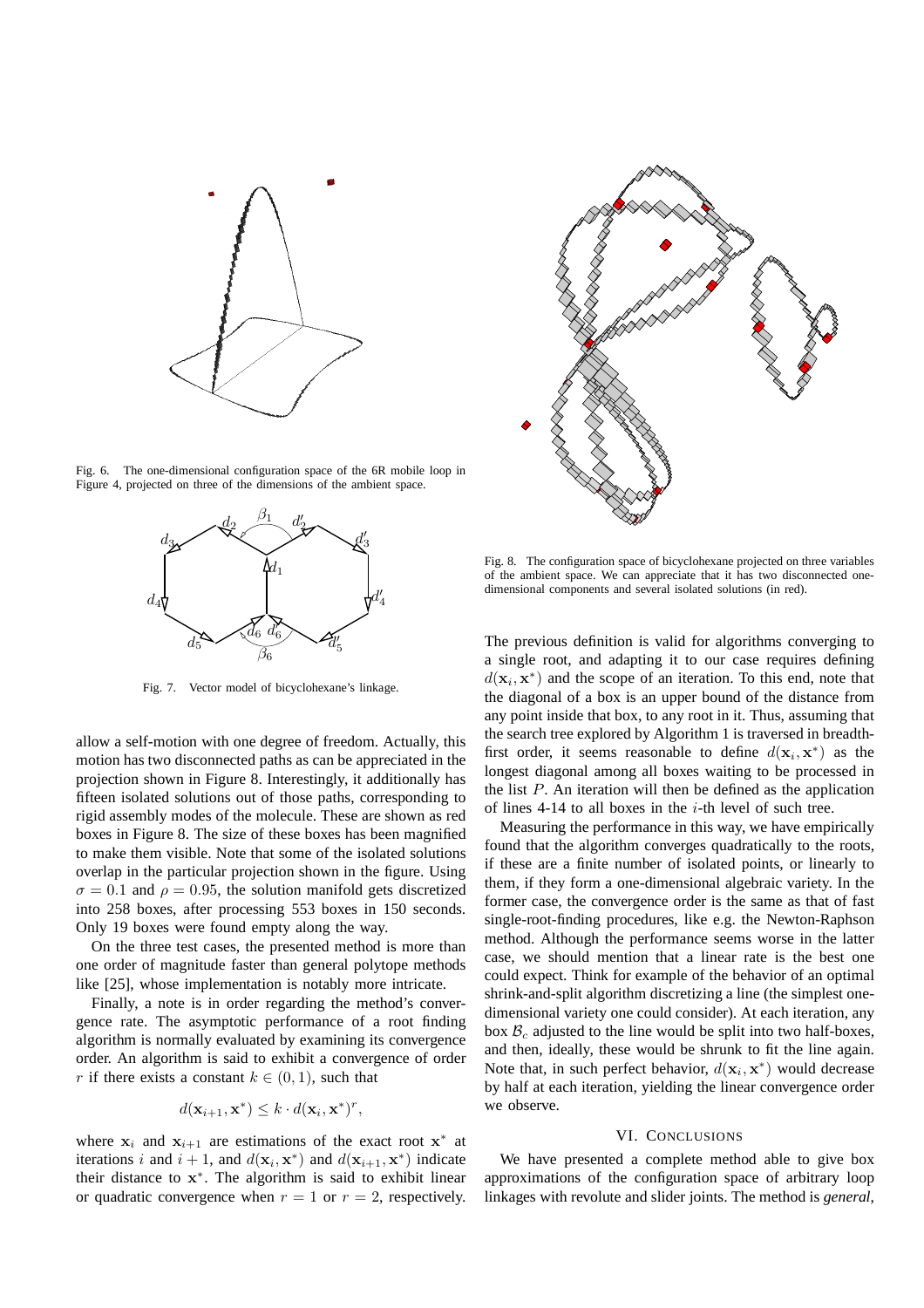Fig. 6. The one-dimensional configuration space of the 6R mobile loop in Figure 4, projected on three of the dimensions of the ambient space.

Fig. 7. Vector model of bicyclohexane's linkage.

Fig. 8. The configuration space of bicyclohexane projected on three variables of the ambient space. We can appreciate that it has two disconnected one-dimensional components and several isolated solutions (in red).

allow a self-motion with one degree of freedom. Actually, this motion has two disconnected paths as can be appreciated in the projection shown in Figure 8. Interestingly, it additionally has fifteen isolated solutions out of those paths, corresponding to rigid assembly modes of the molecule. These are shown as red boxes in Figure 8. The size of these boxes has been magnified to make them visible. Note that some of the isolated solutions overlap in the particular projection shown in the figure. Using $\sigma = 0.1$ and $\rho = 0.95$, the solution manifold gets discretized into 258 boxes, after processing 553 boxes in 150 seconds. Only 19 boxes were found empty along the way.

On the three test cases, the presented method is more than one order of magnitude faster than general polytope methods like [25], whose implementation is notably more intricate.

Finally, a note is in order regarding the method's convergence rate. The asymptotic performance of a root finding algorithm is normally evaluated by examining its convergence order. An algorithm is said to exhibit a convergence of order $r$ if there exists a constant $k \in (0, 1)$, such that

$$d(\mathbf{x}_{i+1}, \mathbf{x}^*) \leq k \cdot d(\mathbf{x}_i, \mathbf{x}^*)^r,$$

where $\mathbf{x}_i$ and $\mathbf{x}_{i+1}$ are estimations of the exact root $\mathbf{x}^*$ at iterations $i$ and $i+1$, and $d(\mathbf{x}_i, \mathbf{x}^*)$ and $d(\mathbf{x}_{i+1}, \mathbf{x}^*)$ indicate their distance to $\mathbf{x}^*$. The algorithm is said to exhibit linear or quadratic convergence when $r = 1$ or $r = 2$, respectively. The previous definition is valid for algorithms converging to a single root, and adapting it to our case requires defining $d(\mathbf{x}_i, \mathbf{x}^*)$ and the scope of an iteration. To this end, note that the diagonal of a box is an upper bound of the distance from any point inside that box, to any root in it. Thus, assuming that the search tree explored by Algorithm 1 is traversed in breadth-first order, it seems reasonable to define $d(\mathbf{x}_i, \mathbf{x}^*)$ as the longest diagonal among all boxes waiting to be processed in the list $P$. An iteration will then be defined as the application of lines 4-14 to all boxes in the $i$-th level of such tree.

Measuring the performance in this way, we have empirically found that the algorithm converges quadratically to the roots, if these are a finite number of isolated points, or linearly to them, if they form a one-dimensional algebraic variety. In the former case, the convergence order is the same as that of fast single-root-finding procedures, like e.g. the Newton-Raphson method. Although the performance seems worse in the latter case, we should mention that a linear rate is the best one could expect. Think for example of the behavior of an optimal shrink-and-split algorithm discretizing a line (the simplest one-dimensional variety one could consider). At each iteration, any box $\mathcal{B}_c$ adjusted to the line would be split into two half-boxes, and then, ideally, these would be shrunk to fit the line again. Note that, in such perfect behavior, $d(\mathbf{x}_i, \mathbf{x}^*)$ would decrease by half at each iteration, yielding the linear convergence order we observe.

## VI. Conclusions

We have presented a complete method able to give box approximations of the configuration space of arbitrary loop linkages with revolute and slider joints. The method is *general*,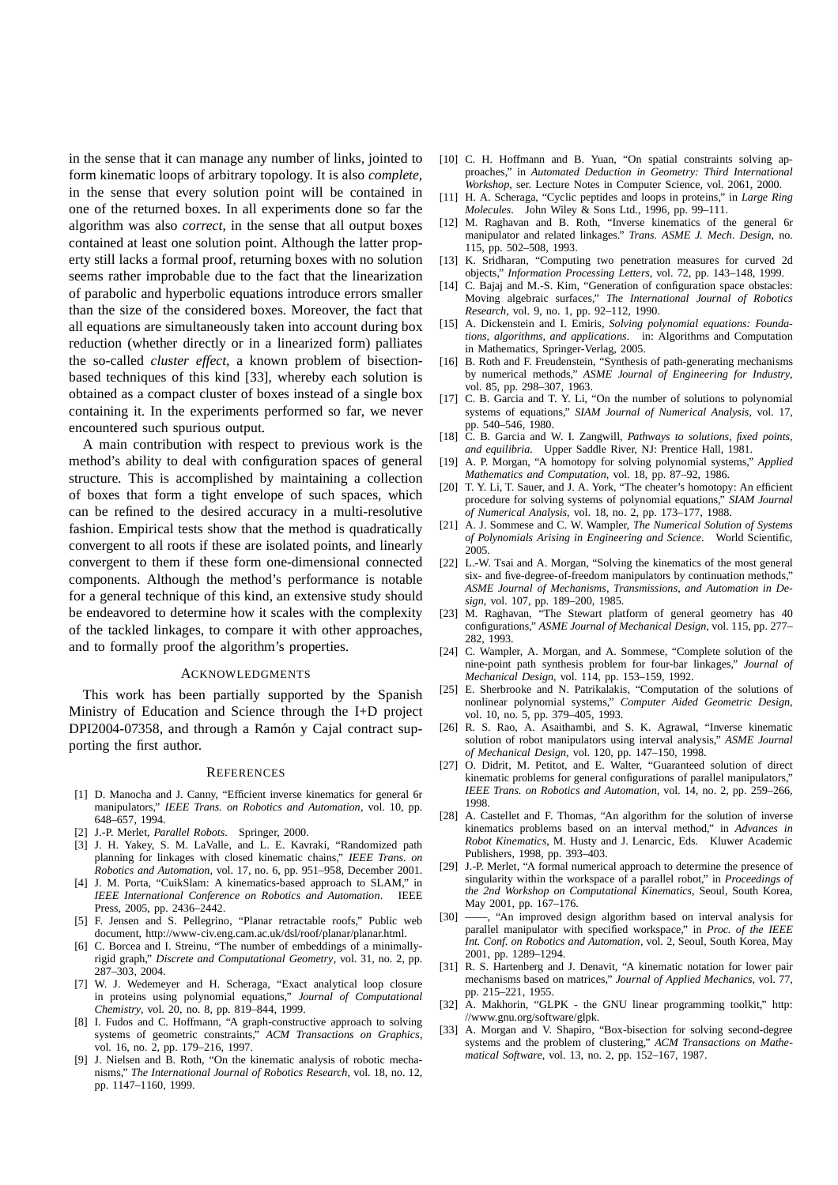in the sense that it can manage any number of links, jointed to form kinematic loops of arbitrary topology. It is also *complete*, in the sense that every solution point will be contained in one of the returned boxes. In all experiments done so far the algorithm was also *correct*, in the sense that all output boxes contained at least one solution point. Although the latter property still lacks a formal proof, returning boxes with no solution seems rather improbable due to the fact that the linearization of parabolic and hyperbolic equations introduce errors smaller than the size of the considered boxes. Moreover, the fact that all equations are simultaneously taken into account during box reduction (whether directly or in a linearized form) palliates the so-called *cluster effect*, a known problem of bisection-based techniques of this kind [33], whereby each solution is obtained as a compact cluster of boxes instead of a single box containing it. In the experiments performed so far, we never encountered such spurious output.

A main contribution with respect to previous work is the method's ability to deal with configuration spaces of general structure. This is accomplished by maintaining a collection of boxes that form a tight envelope of such spaces, which can be refined to the desired accuracy in a multi-resolutive fashion. Empirical tests show that the method is quadratically convergent to all roots if these are isolated points, and linearly convergent to them if these form one-dimensional connected components. Although the method's performance is notable for a general technique of this kind, an extensive study should be endeavored to determine how it scales with the complexity of the tackled linkages, to compare it with other approaches, and to formally proof the algorithm's properties.

## Acknowledgments

This work has been partially supported by the Spanish Ministry of Education and Science through the I+D project DPI2004-07358, and through a Ramón y Cajal contract supporting the first author.

## References

[1] D. Manocha and J. Canny, "Efficient inverse kinematics for general 6r manipulators," *IEEE Trans. on Robotics and Automation*, vol. 10, pp. 648–657, 1994.

[2] J.-P. Merlet, *Parallel Robots*. Springer, 2000.

[3] J. H. Yakey, S. M. LaValle, and L. E. Kavraki, "Randomized path planning for linkages with closed kinematic chains," *IEEE Trans. on Robotics and Automation*, vol. 17, no. 6, pp. 951–958, December 2001.

[4] J. M. Porta, "CuikSlam: A kinematics-based approach to SLAM," in *IEEE International Conference on Robotics and Automation*. IEEE Press, 2005, pp. 2436–2442.

[5] F. Jensen and S. Pellegrino, "Planar retractable roofs," Public web document, http://www-civ.eng.cam.ac.uk/dsl/roof/planar/planar.html.

[6] C. Borcea and I. Streinu, "The number of embeddings of a minimally-rigid graph," *Discrete and Computational Geometry*, vol. 31, no. 2, pp. 287–303, 2004.

[7] W. J. Wedemeyer and H. Scheraga, "Exact analytical loop closure in proteins using polynomial equations," *Journal of Computational Chemistry*, vol. 20, no. 8, pp. 819–844, 1999.

[8] I. Fudos and C. Hoffmann, "A graph-constructive approach to solving systems of geometric constraints," *ACM Transactions on Graphics*, vol. 16, no. 2, pp. 179–216, 1997.

[9] J. Nielsen and B. Roth, "On the kinematic analysis of robotic mechanisms," *The International Journal of Robotics Research*, vol. 18, no. 12, pp. 1147–1160, 1999.

[10] C. H. Hoffmann and B. Yuan, "On spatial constraints solving approaches," in *Automated Deduction in Geometry: Third International Workshop*, ser. Lecture Notes in Computer Science, vol. 2061, 2000.

[11] H. A. Scheraga, "Cyclic peptides and loops in proteins," in *Large Ring Molecules*. John Wiley & Sons Ltd., 1996, pp. 99–111.

[12] M. Raghavan and B. Roth, "Inverse kinematics of the general 6r manipulator and related linkages." *Trans. ASME J. Mech. Design*, no. 115, pp. 502–508, 1993.

[13] K. Sridharan, "Computing two penetration measures for curved 2d objects," *Information Processing Letters*, vol. 72, pp. 143–148, 1999.

[14] C. Bajaj and M.-S. Kim, "Generation of configuration space obstacles: Moving algebraic surfaces," *The International Journal of Robotics Research*, vol. 9, no. 1, pp. 92–112, 1990.

[15] A. Dickenstein and I. Emiris, *Solving polynomial equations: Foundations, algorithms, and applications*. in: Algorithms and Computation in Mathematics, Springer-Verlag, 2005.

[16] B. Roth and F. Freudenstein, "Synthesis of path-generating mechanisms by numerical methods," *ASME Journal of Engineering for Industry*, vol. 85, pp. 298–307, 1963.

[17] C. B. Garcia and T. Y. Li, "On the number of solutions to polynomial systems of equations," *SIAM Journal of Numerical Analysis*, vol. 17, pp. 540–546, 1980.

[18] C. B. Garcia and W. I. Zangwill, *Pathways to solutions, fixed points, and equilibria*. Upper Saddle River, NJ: Prentice Hall, 1981.

[19] A. P. Morgan, "A homotopy for solving polynomial systems," *Applied Mathematics and Computation*, vol. 18, pp. 87–92, 1986.

[20] T. Y. Li, T. Sauer, and J. A. York, "The cheater's homotopy: An efficient procedure for solving systems of polynomial equations," *SIAM Journal of Numerical Analysis*, vol. 18, no. 2, pp. 173–177, 1988.

[21] A. J. Sommese and C. W. Wampler, *The Numerical Solution of Systems of Polynomials Arising in Engineering and Science*. World Scientific, 2005.

[22] L.-W. Tsai and A. Morgan, "Solving the kinematics of the most general six- and five-degree-of-freedom manipulators by continuation methods," *ASME Journal of Mechanisms, Transmissions, and Automation in Design*, vol. 107, pp. 189–200, 1985.

[23] M. Raghavan, "The Stewart platform of general geometry has 40 configurations," *ASME Journal of Mechanical Design*, vol. 115, pp. 277–282, 1993.

[24] C. Wampler, A. Morgan, and A. Sommese, "Complete solution of the nine-point path synthesis problem for four-bar linkages," *Journal of Mechanical Design*, vol. 114, pp. 153–159, 1992.

[25] E. Sherbrooke and N. Patrikalakis, "Computation of the solutions of nonlinear polynomial systems," *Computer Aided Geometric Design*, vol. 10, no. 5, pp. 379–405, 1993.

[26] R. S. Rao, A. Asaithambi, and S. K. Agrawal, "Inverse kinematic solution of robot manipulators using interval analysis," *ASME Journal of Mechanical Design*, vol. 120, pp. 147–150, 1998.

[27] O. Didrit, M. Petitot, and E. Walter, "Guaranteed solution of direct kinematic problems for general configurations of parallel manipulators," *IEEE Trans. on Robotics and Automation*, vol. 14, no. 2, pp. 259–266, 1998.

[28] A. Castellet and F. Thomas, "An algorithm for the solution of inverse kinematics problems based on an interval method," in *Advances in Robot Kinematics*, M. Husty and J. Lenarcic, Eds. Kluwer Academic Publishers, 1998, pp. 393–403.

[29] J.-P. Merlet, "A formal numerical approach to determine the presence of singularity within the workspace of a parallel robot," in *Proceedings of the 2nd Workshop on Computational Kinematics*, Seoul, South Korea, May 2001, pp. 167–176.

[30] ——, "An improved design algorithm based on interval analysis for parallel manipulator with specified workspace," in *Proc. of the IEEE Int. Conf. on Robotics and Automation*, vol. 2, Seoul, South Korea, May 2001, pp. 1289–1294.

[31] R. S. Hartenberg and J. Denavit, "A kinematic notation for lower pair mechanisms based on matrices," *Journal of Applied Mechanics*, vol. 77, pp. 215–221, 1955.

[32] A. Makhorin, "GLPK - the GNU linear programming toolkit," http://www.gnu.org/software/glpk.

[33] A. Morgan and V. Shapiro, "Box-bisection for solving second-degree systems and the problem of clustering," *ACM Transactions on Mathematical Software*, vol. 13, no. 2, pp. 152–167, 1987.